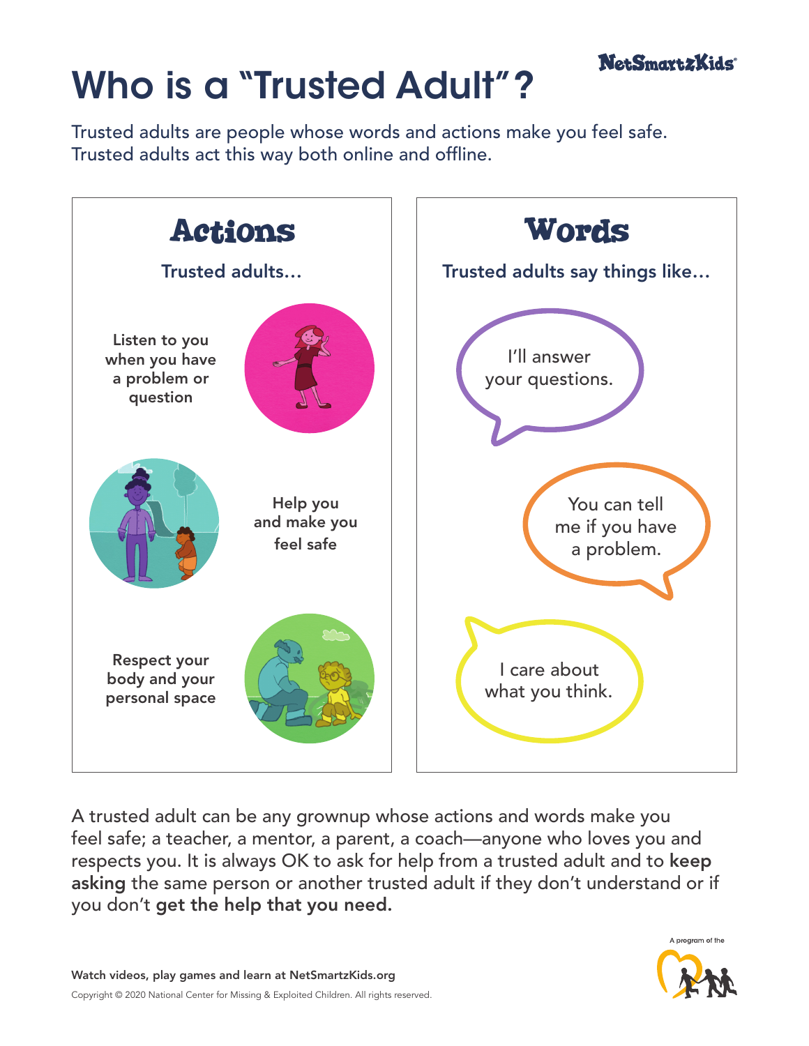NetSmartzKids®

# Who is a "Trusted Adult"?

Trusted adults are people whose words and actions make you feel safe.
Trusted adults act this way both online and offline.

## Actions

Trusted adults…

- Listen to you when you have a problem or question
- Help you and make you feel safe
- Respect your body and your personal space

## Words

Trusted adults say things like…

- I'll answer your questions.
- You can tell me if you have a problem.
- I care about what you think.

A trusted adult can be any grownup whose actions and words make you feel safe; a teacher, a mentor, a parent, a coach—anyone who loves you and respects you. It is always OK to ask for help from a trusted adult and to **keep asking** the same person or another trusted adult if they don't understand or if you don't **get the help that you need.**

**Watch videos, play games and learn at NetSmartzKids.org**

Copyright © 2020 National Center for Missing & Exploited Children. All rights reserved.

A program of the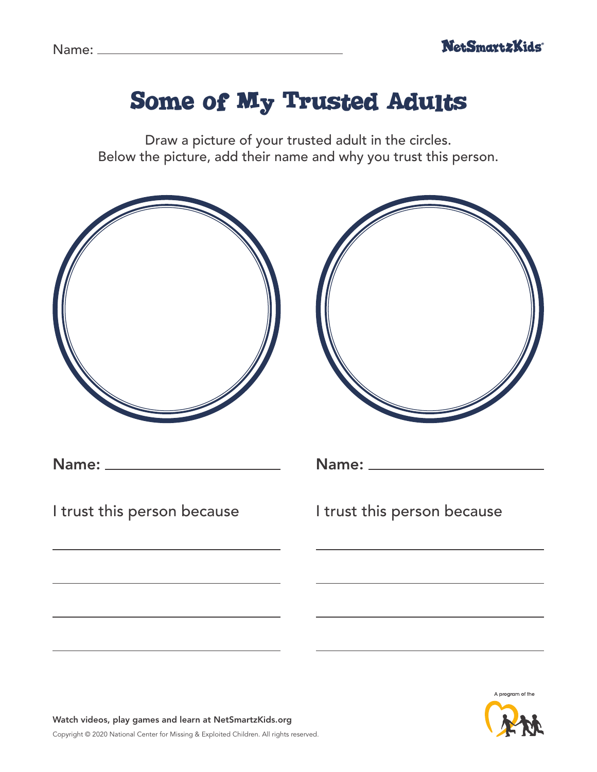Name: \_\_\_\_\_\_\_\_\_\_\_\_\_\_\_\_\_\_\_\_\_\_\_\_\_\_\_\_\_\_

NetSmartzKids®

# Some of My Trusted Adults

Draw a picture of your trusted adult in the circles.
Below the picture, add their name and why you trust this person.

**Name:** \_\_\_\_\_\_\_\_\_\_\_\_\_\_\_\_\_\_\_\_

I trust this person because

\_\_\_\_\_\_\_\_\_\_\_\_\_\_\_\_\_\_\_\_\_\_\_\_\_\_\_\_

\_\_\_\_\_\_\_\_\_\_\_\_\_\_\_\_\_\_\_\_\_\_\_\_\_\_\_\_

\_\_\_\_\_\_\_\_\_\_\_\_\_\_\_\_\_\_\_\_\_\_\_\_\_\_\_\_

\_\_\_\_\_\_\_\_\_\_\_\_\_\_\_\_\_\_\_\_\_\_\_\_\_\_\_\_

**Name:** \_\_\_\_\_\_\_\_\_\_\_\_\_\_\_\_\_\_\_\_

I trust this person because

\_\_\_\_\_\_\_\_\_\_\_\_\_\_\_\_\_\_\_\_\_\_\_\_\_\_\_\_

\_\_\_\_\_\_\_\_\_\_\_\_\_\_\_\_\_\_\_\_\_\_\_\_\_\_\_\_

\_\_\_\_\_\_\_\_\_\_\_\_\_\_\_\_\_\_\_\_\_\_\_\_\_\_\_\_

\_\_\_\_\_\_\_\_\_\_\_\_\_\_\_\_\_\_\_\_\_\_\_\_\_\_\_\_

**Watch videos, play games and learn at NetSmartzKids.org**

Copyright © 2020 National Center for Missing & Exploited Children. All rights reserved.

A program of the